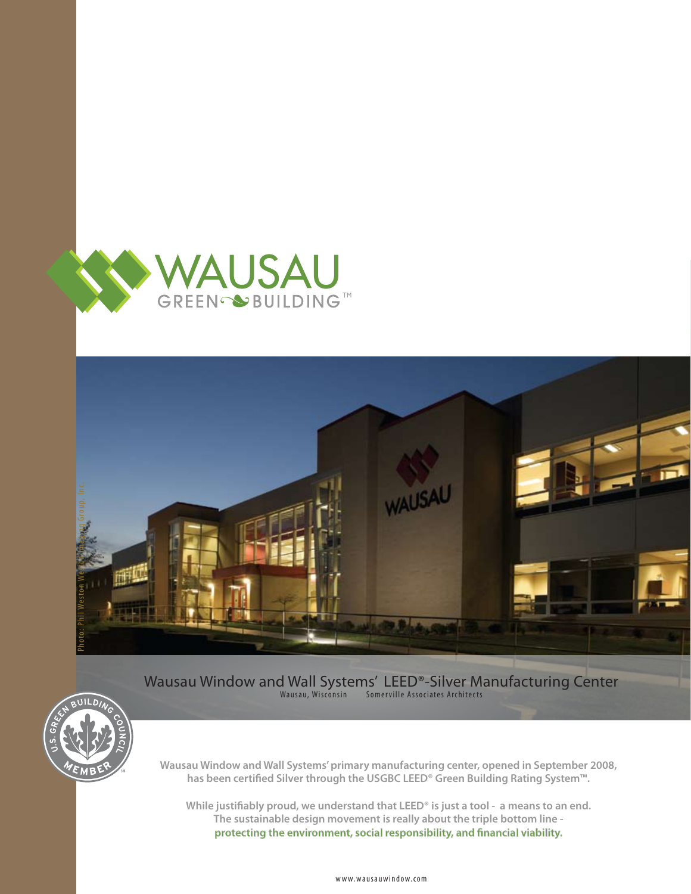# WAUSAU GREEN BUILDING™

Photo: Phil Weston Weston Imaging Group, Inc.

## Wausau Window and Wall Systems' LEED®-Silver Manufacturing Center

Wausau, Wisconsin Somerville Associates Architects

U.S. GREEN BUILDING COUNCIL MEMBER

**Wausau Window and Wall Systems' primary manufacturing center, opened in September 2008, has been certified Silver through the USGBC LEED® Green Building Rating System™.**

**While justifiably proud, we understand that LEED® is just a tool - a means to an end. The sustainable design movement is really about the triple bottom line - protecting the environment, social responsibility, and financial viability.**

www.wausauwindow.com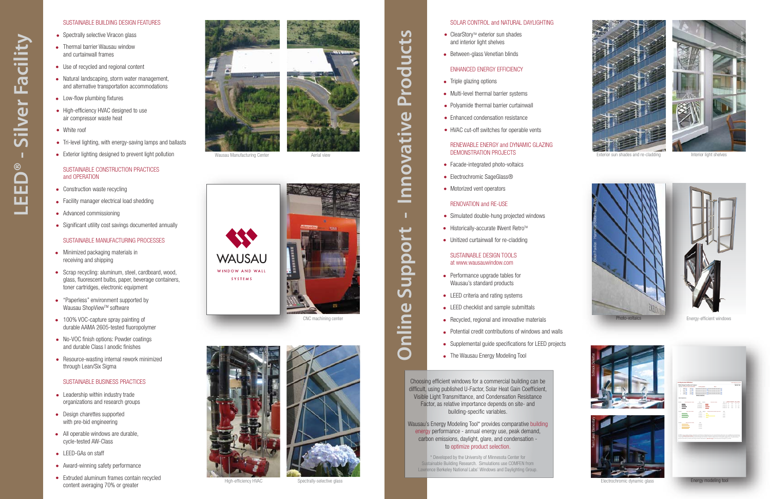# LEED® - Silver Facility

## SUSTAINABLE BUILDING DESIGN FEATURES

- Spectrally selective Viracon glass
- Thermal barrier Wausau window and curtainwall frames
- Use of recycled and regional content
- Natural landscaping, storm water management, and alternative transportation accommodations
- Low-flow plumbing fixtures
- High-efficiency HVAC designed to use air compressor waste heat
- White roof
- Tri-level lighting, with energy-saving lamps and ballasts
- Exterior lighting designed to prevent light pollution

## SUSTAINABLE CONSTRUCTION PRACTICES and OPERATION

- Construction waste recycling
- Facility manager electrical load shedding
- Advanced commissioning
- Significant utility cost savings documented annually

## SUSTAINABLE MANUFACTURING PROCESSES

- Minimized packaging materials in receiving and shipping
- Scrap recycling: aluminum, steel, cardboard, wood, glass, fluorescent bulbs, paper, beverage containers, toner cartridges, electronic equipment
- "Paperless" environment supported by Wausau ShopView™ software
- 100% VOC-capture spray painting of durable AAMA 2605-tested fluoropolymer
- No-VOC finish options: Powder coatings and durable Class I anodic finishes
- Resource-wasting internal rework minimized through Lean/Six Sigma

## SUSTAINABLE BUSINESS PRACTICES

- Leadership within industry trade organizations and research groups
- Design charettes supported with pre-bid engineering
- All operable windows are durable, cycle-tested AW-Class
- LEED-GAs on staff
- Award-winning safety performance
- Extruded aluminum frames contain recycled content averaging 70% or greater

Wausau Manufacturing Center

Aerial view

WAUSAU WINDOW AND WALL SYSTEMS

CNC machining center

High-efficiency HVAC

Spectrally-selective glass

# Online Support - Innovative Products

## SOLAR CONTROL and NATURAL DAYLIGHTING

- ClearStory™ exterior sun shades and interior light shelves
- Between-glass Venetian blinds

## ENHANCED ENERGY EFFICIENCY

- Triple glazing options
- Multi-level thermal barrier systems
- Polyamide thermal barrier curtainwall
- Enhanced condensation resistance
- HVAC cut-off switches for operable vents

## RENEWABLE ENERGY and DYNAMIC GLAZING DEMONSTRATION PROJECTS

- Facade-integrated photo-voltaics
- Electrochromic SageGlass®
- Motorized vent operators

## RENOVATION and RE-USE

- Simulated double-hung projected windows
- Historically-accurate INvent Retro™
- Unitized curtainwall for re-cladding

## SUSTAINABLE DESIGN TOOLS at www.wausauwindow.com

- Performance upgrade tables for Wausau's standard products
- LEED criteria and rating systems
- LEED checklist and sample submittals
- Recycled, regional and innovative materials
- Potential credit contributions of windows and walls
- Supplemental guide specifications for LEED projects
- The Wausau Energy Modeling Tool

Choosing efficient windows for a commercial building can be difficult, using published U-Factor, Solar Heat Gain Coefficient, Visible Light Transmittance, and Condensation Resistance Factor, as relative importance depends on site- and building-specific variables.

Wausau's Energy Modeling Tool* provides comparative building energy performance - annual energy use, peak demand, carbon emissions, daylight, glare, and condensation - to optimize product selection.

\* Developed by the University of Minnesota Center for Sustainable Building Research. Simulations use COMFEN from Lawrence Berkeley National Labs' Windows and Daylighting Group.

Exterior sun shades and re-cladding

Interior light shelves

Photo-voltaics

Energy-efficient windows

Electrochromic dynamic glass

Energy modeling tool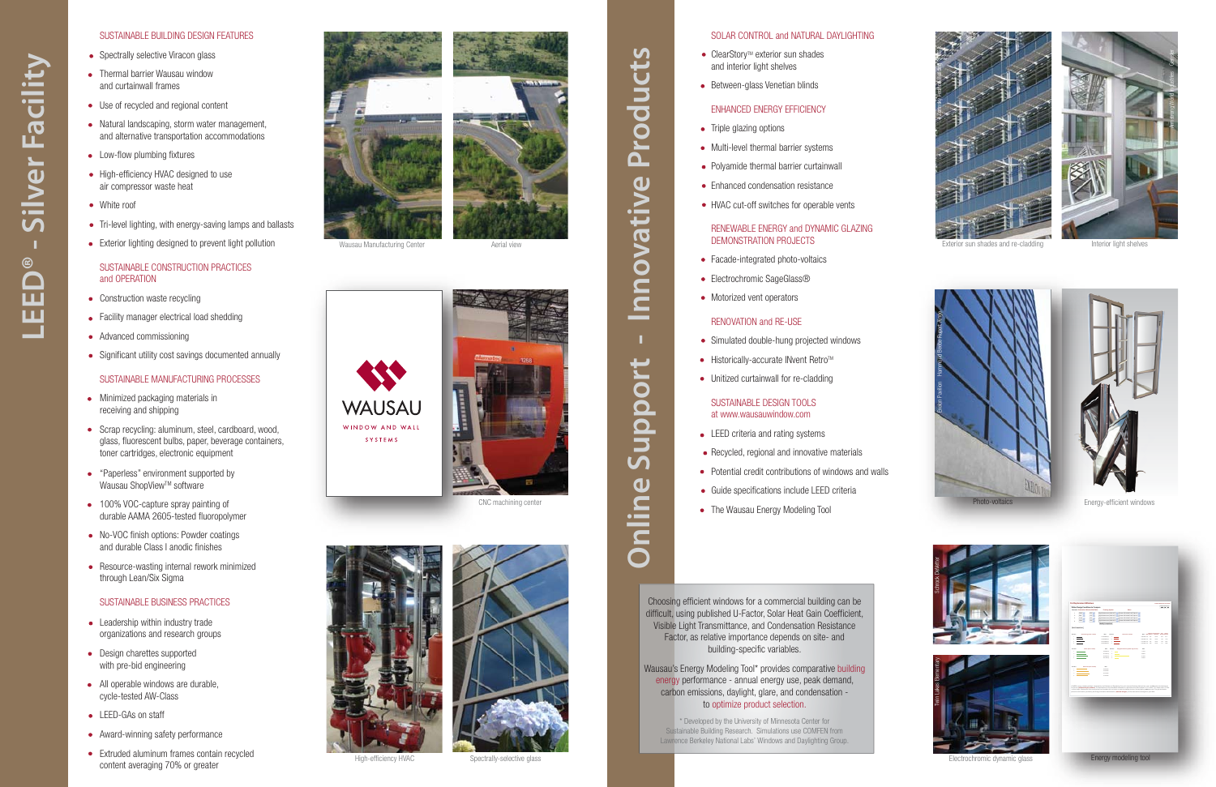# LEED® - Silver Facility

## SUSTAINABLE BUILDING DESIGN FEATURES

- Spectrally selective Viracon glass
- Thermal barrier Wausau window and curtainwall frames
- Use of recycled and regional content
- Natural landscaping, storm water management, and alternative transportation accommodations
- Low-flow plumbing fixtures
- High-efficiency HVAC designed to use air compressor waste heat
- White roof
- Tri-level lighting, with energy-saving lamps and ballasts
- Exterior lighting designed to prevent light pollution

## SUSTAINABLE CONSTRUCTION PRACTICES and OPERATION

- Construction waste recycling
- Facility manager electrical load shedding
- Advanced commissioning
- Significant utility cost savings documented annually

## SUSTAINABLE MANUFACTURING PROCESSES

- Minimized packaging materials in receiving and shipping
- Scrap recycling: aluminum, steel, cardboard, wood, glass, fluorescent bulbs, paper, beverage containers, toner cartridges, electronic equipment
- "Paperless" environment supported by Wausau ShopView™ software
- 100% VOC-capture spray painting of durable AAMA 2605-tested fluoropolymer
- No-VOC finish options: Powder coatings and durable Class I anodic finishes
- Resource-wasting internal rework minimized through Lean/Six Sigma

## SUSTAINABLE BUSINESS PRACTICES

- Leadership within industry trade organizations and research groups
- Design charettes supported with pre-bid engineering
- All operable windows are durable, cycle-tested AW-Class
- LEED-GAs on staff
- Award-winning safety performance
- Extruded aluminum frames contain recycled content averaging 70% or greater

Wausau Manufacturing Center

Aerial view

WAUSAU WINDOW AND WALL SYSTEMS

CNC machining center

High-efficiency HVAC

Spectrally-selective glass

# Online Support - Innovative Products

## SOLAR CONTROL and NATURAL DAYLIGHTING

- ClearStory™ exterior sun shades and interior light shelves
- Between-glass Venetian blinds

## ENHANCED ENERGY EFFICIENCY

- Triple glazing options
- Multi-level thermal barrier systems
- Polyamide thermal barrier curtainwall
- Enhanced condensation resistance
- HVAC cut-off switches for operable vents

## RENEWABLE ENERGY and DYNAMIC GLAZING DEMONSTRATION PROJECTS

- Facade-integrated photo-voltaics
- Electrochromic SageGlass®
- Motorized vent operators

## RENOVATION and RE-USE

- Simulated double-hung projected windows
- Historically-accurate INvent Retro™
- Unitized curtainwall for re-cladding

## SUSTAINABLE DESIGN TOOLS at www.wausauwindow.com

- LEED criteria and rating systems
- Recycled, regional and innovative materials
- Potential credit contributions of windows and walls
- Guide specifications include LEED criteria
- The Wausau Energy Modeling Tool

Choosing efficient windows for a commercial building can be difficult, using published U-Factor, Solar Heat Gain Coefficient, Visible Light Transmittance, and Condensation Resistance Factor, as relative importance depends on site- and building-specific variables.

Wausau's Energy Modeling Tool* provides comparative building energy performance - annual energy use, peak demand, carbon emissions, daylight, glare, and condensation - to optimize product selection.

\* Developed by the University of Minnesota Center for Sustainable Building Research. Simulations use COMFEN from Lawrence Berkeley National Labs' Windows and Daylighting Group.

Exterior sun shades and re-cladding

Interior light shelves

Photo-voltaics

Energy-efficient windows

Electrochromic dynamic glass

Energy modeling tool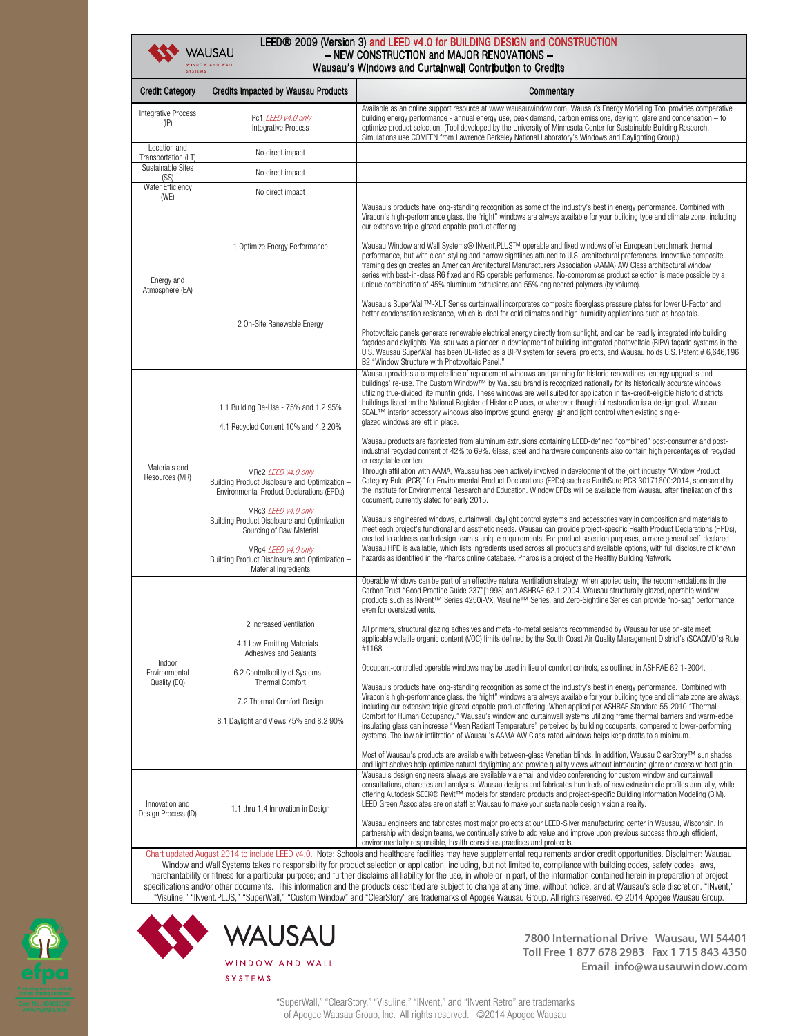# LEED® 2009 (Version 3) and LEED v4.0 for BUILDING DESIGN and CONSTRUCTION
## – NEW CONSTRUCTION and MAJOR RENOVATIONS –
## Wausau's Windows and Curtainwall Contribution to Credits

| Credit Category | Credits Impacted by Wausau Products | Commentary |
|---|---|---|
| Integrative Process (IP) | IPc1 *LEED v4.0 only* Integrative Process | Available as an online support resource at www.wausauwindow.com, Wausau's Energy Modeling Tool provides comparative building energy performance - annual energy use, peak demand, carbon emissions, daylight, glare and condensation – to optimize product selection. (Tool developed by the University of Minnesota Center for Sustainable Building Research. Simulations use COMFEN from Lawrence Berkeley National Laboratory's Windows and Daylighting Group.) |
| Location and Transportation (LT) | No direct impact | |
| Sustainable Sites (SS) | No direct impact | |
| Water Efficiency (WE) | No direct impact | |
| Energy and Atmosphere (EA) | 1 Optimize Energy Performance | Wausau's products have long-standing recognition as some of the industry's best in energy performance. Combined with Viracon's high-performance glass, the "right" windows are always available for your building type and climate zone, including our extensive triple-glazed-capable product offering.<br><br>Wausau Window and Wall Systems® INvent.PLUS™ operable and fixed windows offer European benchmark thermal performance, but with clean styling and narrow sightlines attuned to U.S. architectural preferences. Innovative composite framing design creates an American Architectural Manufacturers Association (AAMA) AW Class architectural window series with best-in-class R6 fixed and R5 operable performance. No-compromise product selection is made possible by a unique combination of 45% aluminum extrusions and 55% engineered polymers (by volume).<br><br>Wausau's SuperWall™-XLT Series curtainwall incorporates composite fiberglass pressure plates for lower U-Factor and better condensation resistance, which is ideal for cold climates and high-humidity applications such as hospitals. |
| | 2 On-Site Renewable Energy | Photovoltaic panels generate renewable electrical energy directly from sunlight, and can be readily integrated into building façades and skylights. Wausau was a pioneer in development of building-integrated photovoltaic (BIPV) façade systems in the U.S. Wausau SuperWall has been UL-listed as a BIPV system for several projects, and Wausau holds U.S. Patent # 6,646,196 B2 "Window Structure with Photovoltaic Panel." |
| Materials and Resources (MR) | 1.1 Building Re-Use - 75% and 1.2 95%<br><br>4.1 Recycled Content 10% and 4.2 20% | Wausau provides a complete line of replacement windows and panning for historic renovations, energy upgrades and buildings' re-use. The Custom Window™ by Wausau brand is recognized nationally for its historically accurate windows utilizing true-divided lite muntin grids. These windows are well suited for application in tax-credit-eligible historic districts, buildings listed on the National Register of Historic Places, or wherever thoughtful restoration is a design goal. Wausau SEAL™ interior accessory windows also improve sound, energy, air and light control when existing single-glazed windows are left in place.<br><br>Wausau products are fabricated from aluminum extrusions containing LEED-defined "combined" post-consumer and post-industrial recycled content of 42% to 69%. Glass, steel and hardware components also contain high percentages of recycled or recyclable content. |
| | MRc2 *LEED v4.0 only* Building Product Disclosure and Optimization – Environmental Product Declarations (EPDs)<br><br>MRc3 *LEED v4.0 only* Building Product Disclosure and Optimization – Sourcing of Raw Material<br><br>MRc4 *LEED v4.0 only* Building Product Disclosure and Optimization – Material Ingredients | Through affiliation with AAMA, Wausau has been actively involved in development of the joint industry "Window Product Category Rule (PCR)" for Environmental Product Declarations (EPDs) such as EarthSure PCR 30171600:2014, sponsored by the Institute for Environmental Research and Education. Window EPDs will be available from Wausau after finalization of this document, currently slated for early 2015.<br><br>Wausau's engineered windows, curtainwall, daylight control systems and accessories vary in composition and materials to meet each project's functional and aesthetic needs. Wausau can provide project-specific Health Product Declarations (HPDs), created to address each design team's unique requirements. For product selection purposes, a more general self-declared Wausau HPD is available, which lists ingredients used across all products and available options, with full disclosure of known hazards as identified in the Pharos online database. Pharos is a project of the Healthy Building Network. |
| Indoor Environmental Quality (EQ) | 2 Increased Ventilation<br><br>4.1 Low-Emitting Materials – Adhesives and Sealants<br><br>6.2 Controllability of Systems – Thermal Comfort<br><br>7.2 Thermal Comfort-Design<br><br>8.1 Daylight and Views 75% and 8.2 90% | Operable windows can be part of an effective natural ventilation strategy, when applied using the recommendations in the Carbon Trust "Good Practice Guide 237"[1998] and ASHRAE 62.1-2004. Wausau structurally glazed, operable window products such as INvent™ Series 4250i-VX, Visuline™ Series, and Zero-Sightline Series can provide "no-sag" performance even for oversized vents.<br><br>All primers, structural glazing adhesives and metal-to-metal sealants recommended by Wausau for use on-site meet applicable volatile organic content (VOC) limits defined by the South Coast Air Quality Management District's (SCAQMD's) Rule #1168.<br><br>Occupant-controlled operable windows may be used in lieu of comfort controls, as outlined in ASHRAE 62.1-2004.<br><br>Wausau's products have long-standing recognition as some of the industry's best in energy performance. Combined with Viracon's high-performance glass, the "right" windows are always available for your building type and climate zone are always, including our extensive triple-glazed-capable product offering. When applied per ASHRAE Standard 55-2010 "Thermal Comfort for Human Occupancy." Wausau's window and curtainwall systems utilizing frame thermal barriers and warm-edge insulating glass can increase "Mean Radiant Temperature" perceived by building occupants, compared to lower-performing systems. The low air infiltration of Wausau's AAMA AW Class-rated windows helps keep drafts to a minimum.<br><br>Most of Wausau's products are available with between-glass Venetian blinds. In addition, Wausau ClearStory™ sun shades and light shelves help optimize natural daylighting and provide quality views without introducing glare or excessive heat gain. |
| Innovation and Design Process (ID) | 1.1 thru 1.4 Innovation in Design | Wausau's design engineers always are available via email and video conferencing for custom window and curtainwall consultations, charettes and analyses. Wausau designs and fabricates hundreds of new extrusion die profiles annually, while offering Autodesk SEEK® Revit™ models for standard products and project-specific Building Information Modeling (BIM). LEED Green Associates are on staff at Wausau to make your sustainable design vision a reality.<br><br>Wausau engineers and fabricates most major projects at our LEED-Silver manufacturing center in Wausau, Wisconsin. In partnership with design teams, we continually strive to add value and improve upon previous success through efficient, environmentally responsible, health-conscious practices and protocols. |

Chart updated August 2014 to include LEED v4.0. Note: Schools and healthcare facilities may have supplemental requirements and/or credit opportunities. Disclaimer: Wausau Window and Wall Systems takes no responsibility for product selection or application, including, but not limited to, compliance with building codes, safety codes, laws, merchantability or fitness for a particular purpose; and further disclaims all liability for the use, in whole or in part, of the information contained herein in preparation of project specifications and/or other documents. This information and the products described are subject to change at any time, without notice, and at Wausau's sole discretion. "INvent," "Visuline," "INvent.PLUS," "SuperWall," "Custom Window" and "ClearStory" are trademarks of Apogee Wausau Group. All rights reserved. © 2014 Apogee Wausau Group.

WAUSAU WINDOW AND WALL SYSTEMS

**7800 International Drive Wausau, WI 54401**
**Toll Free 1 877 678 2983 Fax 1 715 843 4350**
**Email info@wausauwindow.com**

"SuperWall," "ClearStory," "Visuline," "INvent," and "INvent Retro" are trademarks of Apogee Wausau Group, Inc. All rights reserved. ©2014 Apogee Wausau